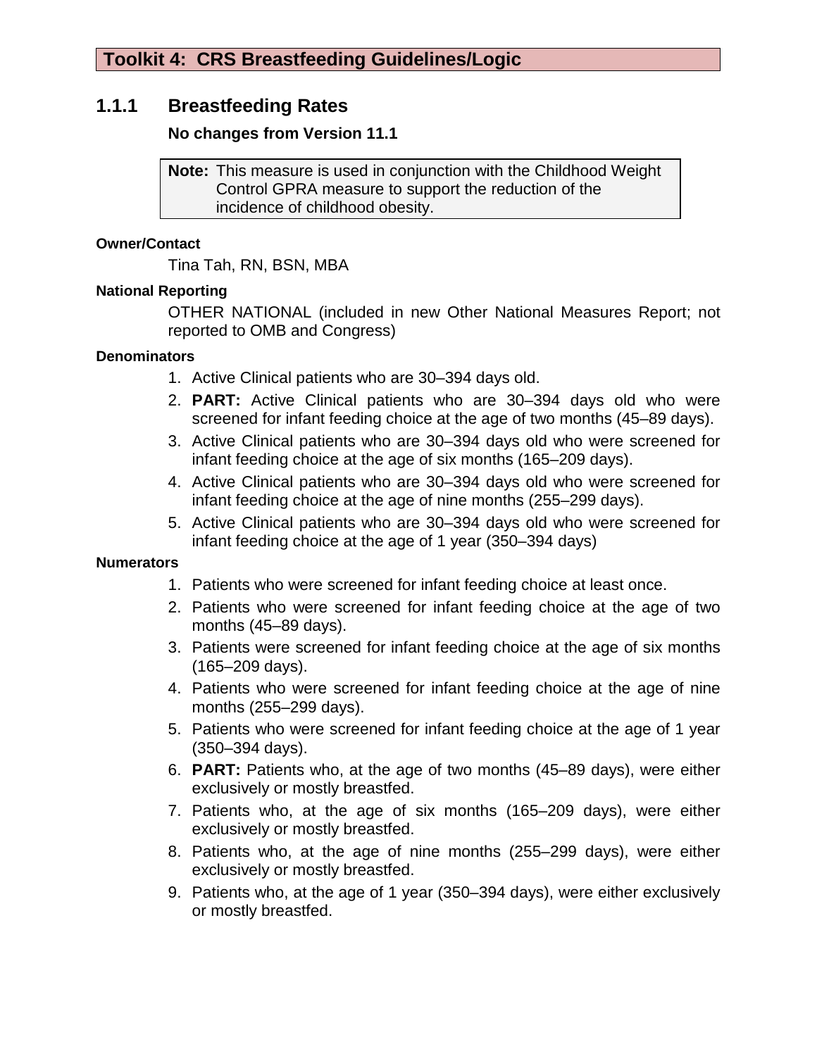# Toolkit 4: CRS Breastfeeding Guidelines/Logic

## 1.1.1 Breastfeeding Rates

**No changes from Version 11.1**

> **Note:** This measure is used in conjunction with the Childhood Weight Control GPRA measure to support the reduction of the incidence of childhood obesity.

**Owner/Contact**

Tina Tah, RN, BSN, MBA

**National Reporting**

OTHER NATIONAL (included in new Other National Measures Report; not reported to OMB and Congress)

**Denominators**

1. Active Clinical patients who are 30–394 days old.
2. **PART:** Active Clinical patients who are 30–394 days old who were screened for infant feeding choice at the age of two months (45–89 days).
3. Active Clinical patients who are 30–394 days old who were screened for infant feeding choice at the age of six months (165–209 days).
4. Active Clinical patients who are 30–394 days old who were screened for infant feeding choice at the age of nine months (255–299 days).
5. Active Clinical patients who are 30–394 days old who were screened for infant feeding choice at the age of 1 year (350–394 days)

**Numerators**

1. Patients who were screened for infant feeding choice at least once.
2. Patients who were screened for infant feeding choice at the age of two months (45–89 days).
3. Patients were screened for infant feeding choice at the age of six months (165–209 days).
4. Patients who were screened for infant feeding choice at the age of nine months (255–299 days).
5. Patients who were screened for infant feeding choice at the age of 1 year (350–394 days).
6. **PART:** Patients who, at the age of two months (45–89 days), were either exclusively or mostly breastfed.
7. Patients who, at the age of six months (165–209 days), were either exclusively or mostly breastfed.
8. Patients who, at the age of nine months (255–299 days), were either exclusively or mostly breastfed.
9. Patients who, at the age of 1 year (350–394 days), were either exclusively or mostly breastfed.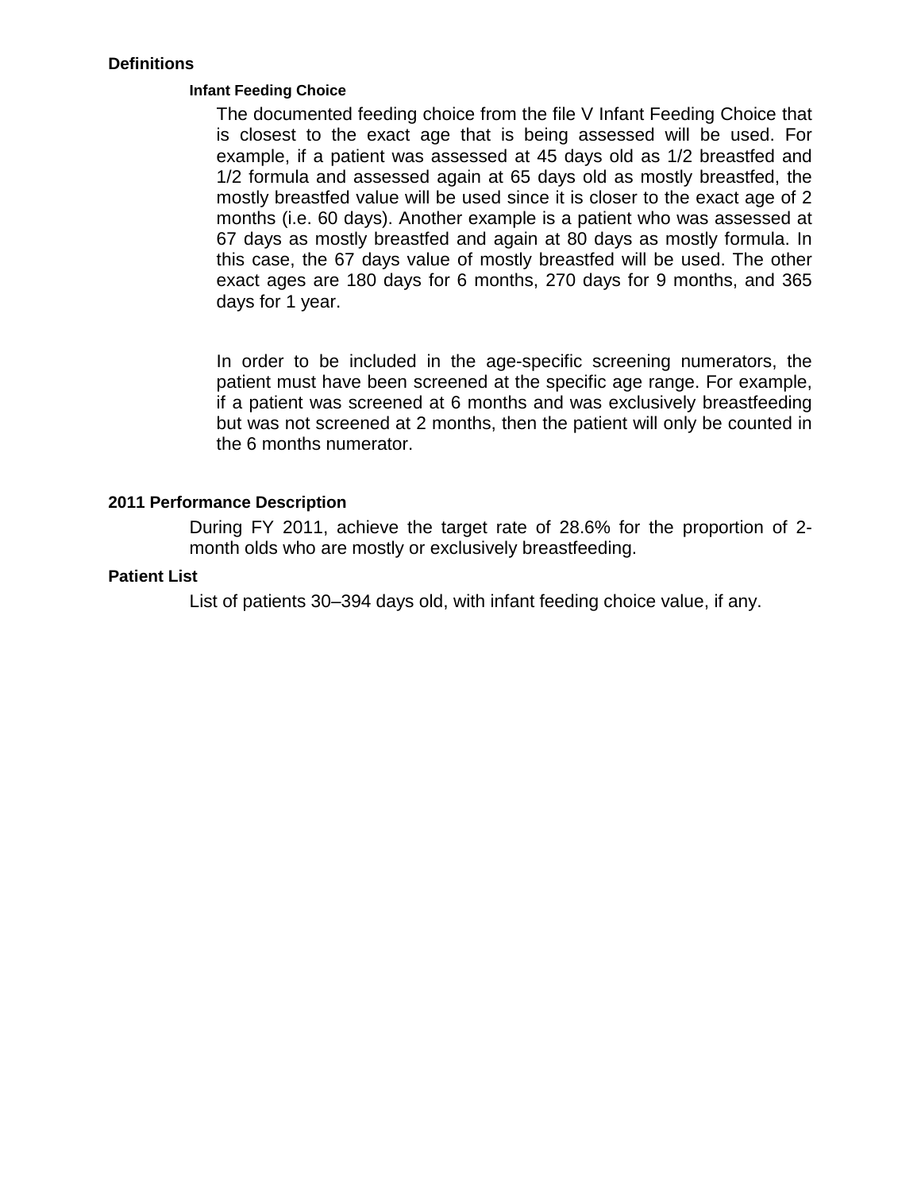## Definitions

### Infant Feeding Choice

The documented feeding choice from the file V Infant Feeding Choice that is closest to the exact age that is being assessed will be used. For example, if a patient was assessed at 45 days old as 1/2 breastfed and 1/2 formula and assessed again at 65 days old as mostly breastfed, the mostly breastfed value will be used since it is closer to the exact age of 2 months (i.e. 60 days). Another example is a patient who was assessed at 67 days as mostly breastfed and again at 80 days as mostly formula. In this case, the 67 days value of mostly breastfed will be used. The other exact ages are 180 days for 6 months, 270 days for 9 months, and 365 days for 1 year.

In order to be included in the age-specific screening numerators, the patient must have been screened at the specific age range. For example, if a patient was screened at 6 months and was exclusively breastfeeding but was not screened at 2 months, then the patient will only be counted in the 6 months numerator.

## 2011 Performance Description

During FY 2011, achieve the target rate of 28.6% for the proportion of 2-month olds who are mostly or exclusively breastfeeding.

## Patient List

List of patients 30–394 days old, with infant feeding choice value, if any.